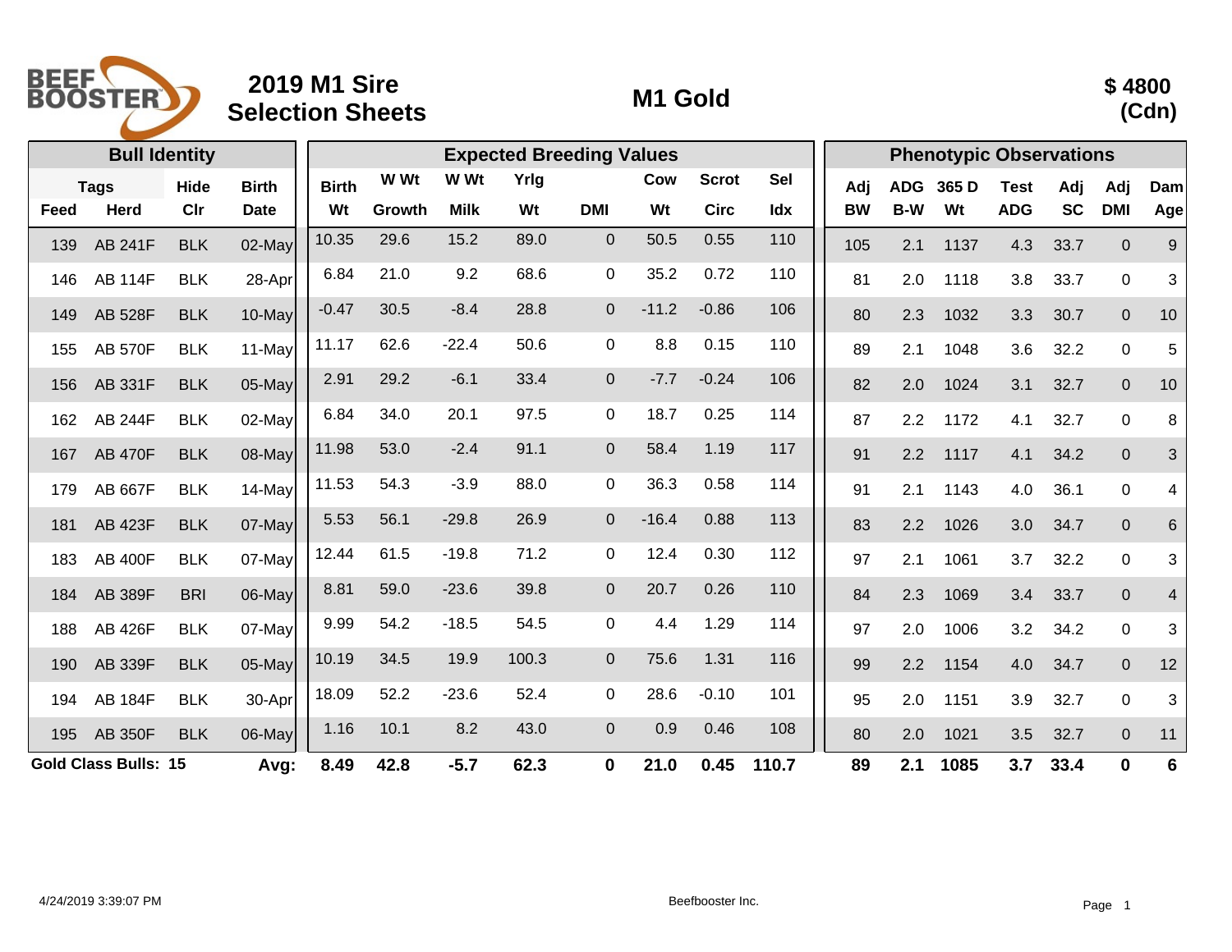# 2019 M1 Sire Selection Sheets

## M1 Gold

**$ 4800 (Cdn)**

| Bull Identity | | | | Expected Breeding Values | | | | | | | | Phenotypic Observations | | | | | | |
|---|---|---|---|---|---|---|---|---|---|---|---|---|---|---|---|---|---|---|
| Tags | | Hide | Birth | Birth | W Wt | W Wt | Yrlg | | Cow | Scrot | Sel | Adj | ADG | 365 D | Test | Adj | Adj | Dam |
| Feed | Herd | Clr | Date | Wt | Growth | Milk | Wt | DMI | Wt | Circ | Idx | BW | B-W | Wt | ADG | SC | DMI | Age |
| 139 | AB 241F | BLK | 02-May | 10.35 | 29.6 | 15.2 | 89.0 | 0 | 50.5 | 0.55 | 110 | 105 | 2.1 | 1137 | 4.3 | 33.7 | 0 | 9 |
| 146 | AB 114F | BLK | 28-Apr | 6.84 | 21.0 | 9.2 | 68.6 | 0 | 35.2 | 0.72 | 110 | 81 | 2.0 | 1118 | 3.8 | 33.7 | 0 | 3 |
| 149 | AB 528F | BLK | 10-May | -0.47 | 30.5 | -8.4 | 28.8 | 0 | -11.2 | -0.86 | 106 | 80 | 2.3 | 1032 | 3.3 | 30.7 | 0 | 10 |
| 155 | AB 570F | BLK | 11-May | 11.17 | 62.6 | -22.4 | 50.6 | 0 | 8.8 | 0.15 | 110 | 89 | 2.1 | 1048 | 3.6 | 32.2 | 0 | 5 |
| 156 | AB 331F | BLK | 05-May | 2.91 | 29.2 | -6.1 | 33.4 | 0 | -7.7 | -0.24 | 106 | 82 | 2.0 | 1024 | 3.1 | 32.7 | 0 | 10 |
| 162 | AB 244F | BLK | 02-May | 6.84 | 34.0 | 20.1 | 97.5 | 0 | 18.7 | 0.25 | 114 | 87 | 2.2 | 1172 | 4.1 | 32.7 | 0 | 8 |
| 167 | AB 470F | BLK | 08-May | 11.98 | 53.0 | -2.4 | 91.1 | 0 | 58.4 | 1.19 | 117 | 91 | 2.2 | 1117 | 4.1 | 34.2 | 0 | 3 |
| 179 | AB 667F | BLK | 14-May | 11.53 | 54.3 | -3.9 | 88.0 | 0 | 36.3 | 0.58 | 114 | 91 | 2.1 | 1143 | 4.0 | 36.1 | 0 | 4 |
| 181 | AB 423F | BLK | 07-May | 5.53 | 56.1 | -29.8 | 26.9 | 0 | -16.4 | 0.88 | 113 | 83 | 2.2 | 1026 | 3.0 | 34.7 | 0 | 6 |
| 183 | AB 400F | BLK | 07-May | 12.44 | 61.5 | -19.8 | 71.2 | 0 | 12.4 | 0.30 | 112 | 97 | 2.1 | 1061 | 3.7 | 32.2 | 0 | 3 |
| 184 | AB 389F | BRI | 06-May | 8.81 | 59.0 | -23.6 | 39.8 | 0 | 20.7 | 0.26 | 110 | 84 | 2.3 | 1069 | 3.4 | 33.7 | 0 | 4 |
| 188 | AB 426F | BLK | 07-May | 9.99 | 54.2 | -18.5 | 54.5 | 0 | 4.4 | 1.29 | 114 | 97 | 2.0 | 1006 | 3.2 | 34.2 | 0 | 3 |
| 190 | AB 339F | BLK | 05-May | 10.19 | 34.5 | 19.9 | 100.3 | 0 | 75.6 | 1.31 | 116 | 99 | 2.2 | 1154 | 4.0 | 34.7 | 0 | 12 |
| 194 | AB 184F | BLK | 30-Apr | 18.09 | 52.2 | -23.6 | 52.4 | 0 | 28.6 | -0.10 | 101 | 95 | 2.0 | 1151 | 3.9 | 32.7 | 0 | 3 |
| 195 | AB 350F | BLK | 06-May | 1.16 | 10.1 | 8.2 | 43.0 | 0 | 0.9 | 0.46 | 108 | 80 | 2.0 | 1021 | 3.5 | 32.7 | 0 | 11 |
| **Gold Class Bulls: 15** | | | **Avg:** | **8.49** | **42.8** | **-5.7** | **62.3** | **0** | **21.0** | **0.45** | **110.7** | **89** | **2.1** | **1085** | **3.7** | **33.4** | **0** | **6** |

4/24/2019 3:39:07 PM Beefbooster Inc.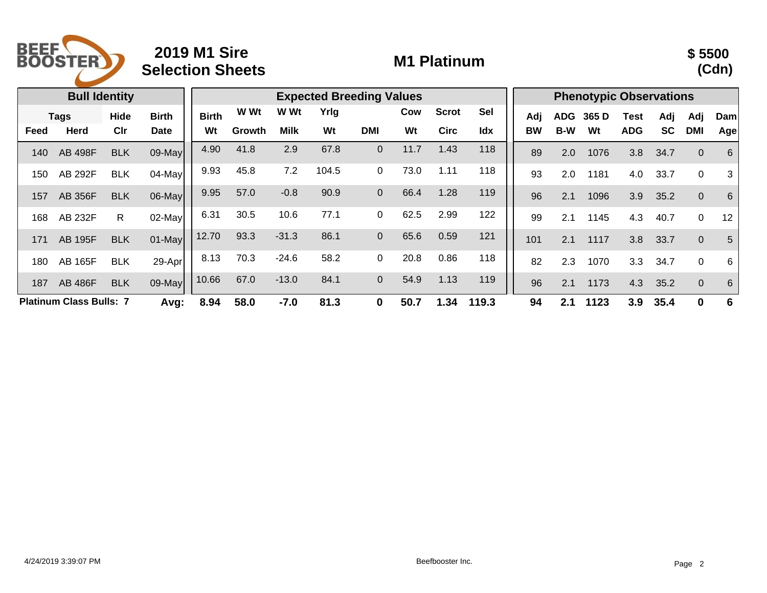BEEF BOOSTER

# 2019 M1 Sire Selection Sheets

## M1 Platinum

**$ 5500 (Cdn)**

| Bull Identity | | | | Expected Breeding Values | | | | | | | | Phenotypic Observations | | | | | | |
|---|---|---|---|---|---|---|---|---|---|---|---|---|---|---|---|---|---|---|
| Tags | | Hide | Birth | Birth | W Wt | W Wt | Yrlg | | Cow | Scrot | Sel | Adj | ADG | 365 D | Test | Adj | Adj | Dam |
| Feed | Herd | Clr | Date | Wt | Growth | Milk | Wt | DMI | Wt | Circ | Idx | BW | B-W | Wt | ADG | SC | DMI | Age |
| 140 | AB 498F | BLK | 09-May | 4.90 | 41.8 | 2.9 | 67.8 | 0 | 11.7 | 1.43 | 118 | 89 | 2.0 | 1076 | 3.8 | 34.7 | 0 | 6 |
| 150 | AB 292F | BLK | 04-May | 9.93 | 45.8 | 7.2 | 104.5 | 0 | 73.0 | 1.11 | 118 | 93 | 2.0 | 1181 | 4.0 | 33.7 | 0 | 3 |
| 157 | AB 356F | BLK | 06-May | 9.95 | 57.0 | -0.8 | 90.9 | 0 | 66.4 | 1.28 | 119 | 96 | 2.1 | 1096 | 3.9 | 35.2 | 0 | 6 |
| 168 | AB 232F | R | 02-May | 6.31 | 30.5 | 10.6 | 77.1 | 0 | 62.5 | 2.99 | 122 | 99 | 2.1 | 1145 | 4.3 | 40.7 | 0 | 12 |
| 171 | AB 195F | BLK | 01-May | 12.70 | 93.3 | -31.3 | 86.1 | 0 | 65.6 | 0.59 | 121 | 101 | 2.1 | 1117 | 3.8 | 33.7 | 0 | 5 |
| 180 | AB 165F | BLK | 29-Apr | 8.13 | 70.3 | -24.6 | 58.2 | 0 | 20.8 | 0.86 | 118 | 82 | 2.3 | 1070 | 3.3 | 34.7 | 0 | 6 |
| 187 | AB 486F | BLK | 09-May | 10.66 | 67.0 | -13.0 | 84.1 | 0 | 54.9 | 1.13 | 119 | 96 | 2.1 | 1173 | 4.3 | 35.2 | 0 | 6 |
| **Platinum Class Bulls: 7** | | | **Avg:** | **8.94** | **58.0** | **-7.0** | **81.3** | **0** | **50.7** | **1.34** | **119.3** | **94** | **2.1** | **1123** | **3.9** | **35.4** | **0** | **6** |

4/24/2019 3:39:07 PM

Beefbooster Inc.